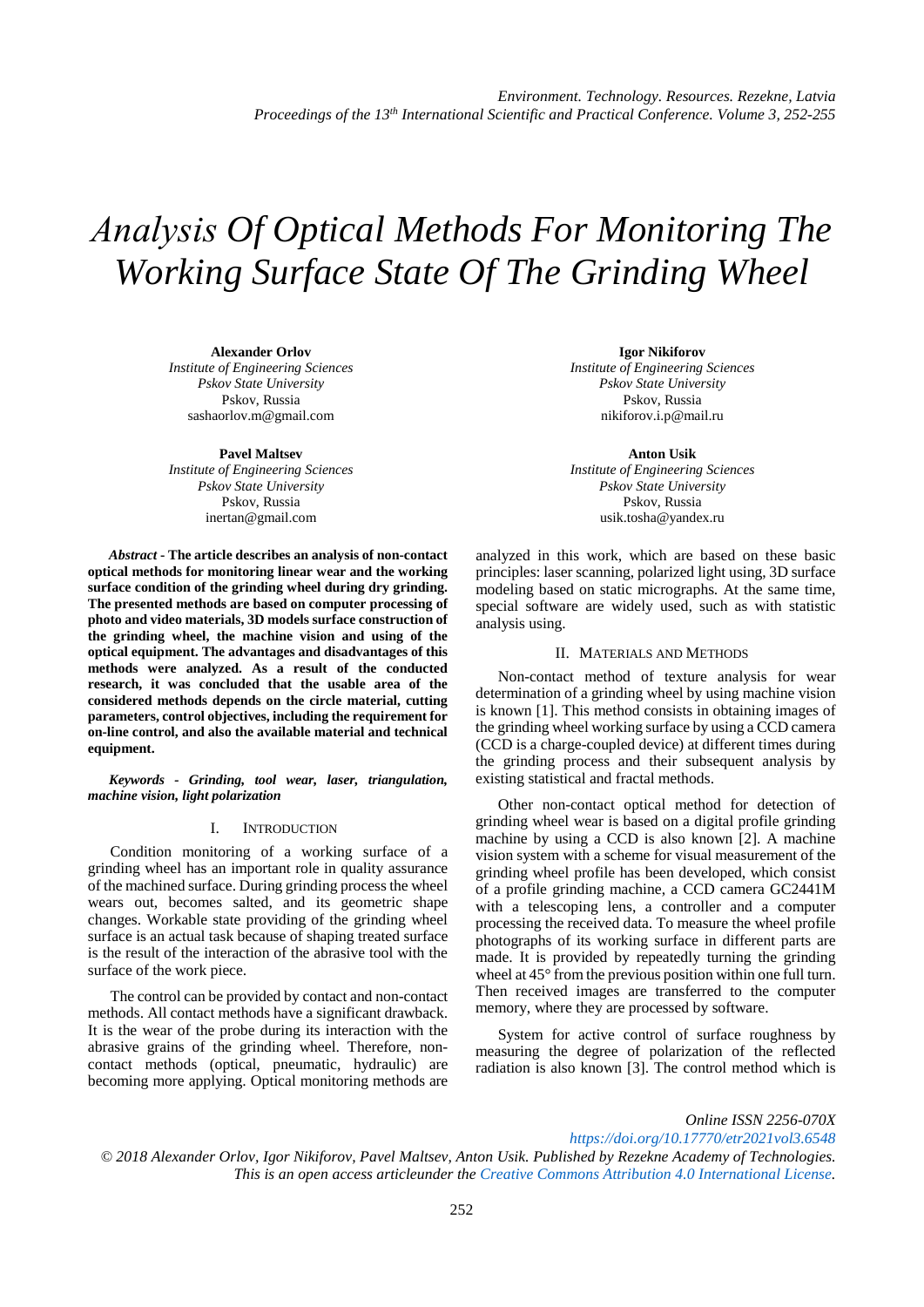# Analysis Of Optical Methods For Monitoring The Working Surface State Of The Grinding Wheel

**Alexander Orlov**
*Institute of Engineering Sciences*
*Pskov State University*
Pskov, Russia
sashaorlov.m@gmail.com

**Igor Nikiforov**
*Institute of Engineering Sciences*
*Pskov State University*
Pskov, Russia
nikiforov.i.p@mail.ru

**Pavel Maltsev**
*Institute of Engineering Sciences*
*Pskov State University*
Pskov, Russia
inertan@gmail.com

**Anton Usik**
*Institute of Engineering Sciences*
*Pskov State University*
Pskov, Russia
usik.tosha@yandex.ru

***Abstract*** **- The article describes an analysis of non-contact optical methods for monitoring linear wear and the working surface condition of the grinding wheel during dry grinding. The presented methods are based on computer processing of photo and video materials, 3D models surface construction of the grinding wheel, the machine vision and using of the optical equipment. The advantages and disadvantages of this methods were analyzed. As a result of the conducted research, it was concluded that the usable area of the considered methods depends on the circle material, cutting parameters, control objectives, including the requirement for on-line control, and also the available material and technical equipment.**

***Keywords - Grinding, tool wear, laser, triangulation, machine vision, light polarization***

## I. Introduction

Condition monitoring of a working surface of a grinding wheel has an important role in quality assurance of the machined surface. During grinding process the wheel wears out, becomes salted, and its geometric shape changes. Workable state providing of the grinding wheel surface is an actual task because of shaping treated surface is the result of the interaction of the abrasive tool with the surface of the work piece.

The control can be provided by contact and non-contact methods. All contact methods have a significant drawback. It is the wear of the probe during its interaction with the abrasive grains of the grinding wheel. Therefore, non-contact methods (optical, pneumatic, hydraulic) are becoming more applying. Optical monitoring methods are analyzed in this work, which are based on these basic principles: laser scanning, polarized light using, 3D surface modeling based on static micrographs. At the same time, special software are widely used, such as with statistic analysis using.

## II. Materials and Methods

Non-contact method of texture analysis for wear determination of a grinding wheel by using machine vision is known [1]. This method consists in obtaining images of the grinding wheel working surface by using a CCD camera (CCD is a charge-coupled device) at different times during the grinding process and their subsequent analysis by existing statistical and fractal methods.

Other non-contact optical method for detection of grinding wheel wear is based on a digital profile grinding machine by using a CCD is also known [2]. A machine vision system with a scheme for visual measurement of the grinding wheel profile has been developed, which consist of a profile grinding machine, a CCD camera GC2441M with a telescoping lens, a controller and a computer processing the received data. To measure the wheel profile photographs of its working surface in different parts are made. It is provided by repeatedly turning the grinding wheel at 45° from the previous position within one full turn. Then received images are transferred to the computer memory, where they are processed by software.

System for active control of surface roughness by measuring the degree of polarization of the reflected radiation is also known [3]. The control method which is

*Online ISSN 2256-070X*
*https://doi.org/10.17770/etr2021vol3.6548*
*© 2018 Alexander Orlov, Igor Nikiforov, Pavel Maltsev, Anton Usik. Published by Rezekne Academy of Technologies. This is an open access articleunder the Creative Commons Attribution 4.0 International License.*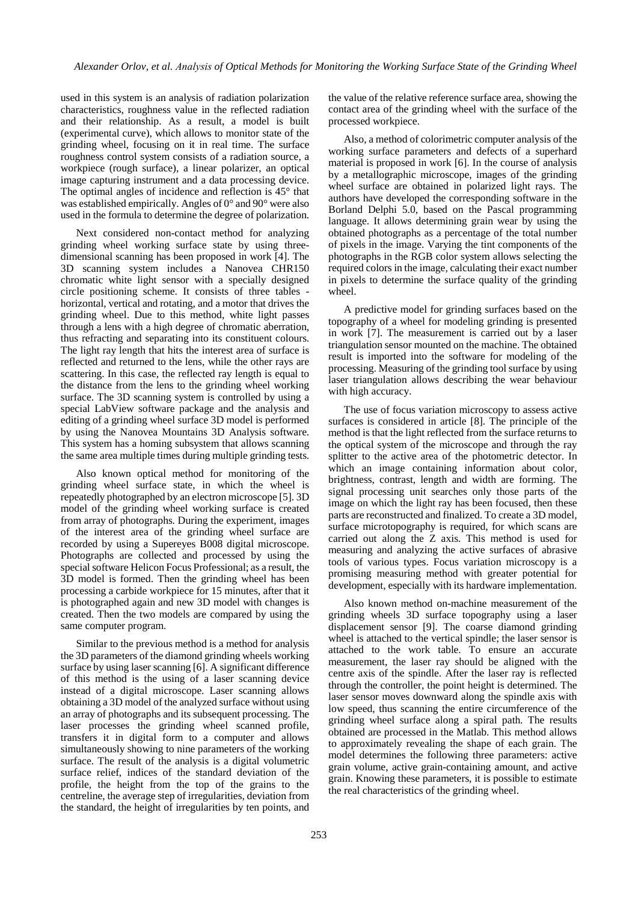used in this system is an analysis of radiation polarization characteristics, roughness value in the reflected radiation and their relationship. As a result, a model is built (experimental curve), which allows to monitor state of the grinding wheel, focusing on it in real time. The surface roughness control system consists of a radiation source, a workpiece (rough surface), a linear polarizer, an optical image capturing instrument and a data processing device. The optimal angles of incidence and reflection is 45° that was established empirically. Angles of 0° and 90° were also used in the formula to determine the degree of polarization.

Next considered non-contact method for analyzing grinding wheel working surface state by using three-dimensional scanning has been proposed in work [4]. The 3D scanning system includes a Nanovea CHR150 chromatic white light sensor with a specially designed circle positioning scheme. It consists of three tables - horizontal, vertical and rotating, and a motor that drives the grinding wheel. Due to this method, white light passes through a lens with a high degree of chromatic aberration, thus refracting and separating into its constituent colours. The light ray length that hits the interest area of surface is reflected and returned to the lens, while the other rays are scattering. In this case, the reflected ray length is equal to the distance from the lens to the grinding wheel working surface. The 3D scanning system is controlled by using a special LabView software package and the analysis and editing of a grinding wheel surface 3D model is performed by using the Nanovea Mountains 3D Analysis software. This system has a homing subsystem that allows scanning the same area multiple times during multiple grinding tests.

Also known optical method for monitoring of the grinding wheel surface state, in which the wheel is repeatedly photographed by an electron microscope [5]. 3D model of the grinding wheel working surface is created from array of photographs. During the experiment, images of the interest area of the grinding wheel surface are recorded by using a Supereyes B008 digital microscope. Photographs are collected and processed by using the special software Helicon Focus Professional; as a result, the 3D model is formed. Then the grinding wheel has been processing a carbide workpiece for 15 minutes, after that it is photographed again and new 3D model with changes is created. Then the two models are compared by using the same computer program.

Similar to the previous method is a method for analysis the 3D parameters of the diamond grinding wheels working surface by using laser scanning [6]. A significant difference of this method is the using of a laser scanning device instead of a digital microscope. Laser scanning allows obtaining a 3D model of the analyzed surface without using an array of photographs and its subsequent processing. The laser processes the grinding wheel scanned profile, transfers it in digital form to a computer and allows simultaneously showing to nine parameters of the working surface. The result of the analysis is a digital volumetric surface relief, indices of the standard deviation of the profile, the height from the top of the grains to the centreline, the average step of irregularities, deviation from the standard, the height of irregularities by ten points, and the value of the relative reference surface area, showing the contact area of the grinding wheel with the surface of the processed workpiece.

Also, a method of colorimetric computer analysis of the working surface parameters and defects of a superhard material is proposed in work [6]. In the course of analysis by a metallographic microscope, images of the grinding wheel surface are obtained in polarized light rays. The authors have developed the corresponding software in the Borland Delphi 5.0, based on the Pascal programming language. It allows determining grain wear by using the obtained photographs as a percentage of the total number of pixels in the image. Varying the tint components of the photographs in the RGB color system allows selecting the required colors in the image, calculating their exact number in pixels to determine the surface quality of the grinding wheel.

A predictive model for grinding surfaces based on the topography of a wheel for modeling grinding is presented in work [7]. The measurement is carried out by a laser triangulation sensor mounted on the machine. The obtained result is imported into the software for modeling of the processing. Measuring of the grinding tool surface by using laser triangulation allows describing the wear behaviour with high accuracy.

The use of focus variation microscopy to assess active surfaces is considered in article [8]. The principle of the method is that the light reflected from the surface returns to the optical system of the microscope and through the ray splitter to the active area of the photometric detector. In which an image containing information about color, brightness, contrast, length and width are forming. The signal processing unit searches only those parts of the image on which the light ray has been focused, then these parts are reconstructed and finalized. To create a 3D model, surface microtopography is required, for which scans are carried out along the Z axis. This method is used for measuring and analyzing the active surfaces of abrasive tools of various types. Focus variation microscopy is a promising measuring method with greater potential for development, especially with its hardware implementation.

Also known method on-machine measurement of the grinding wheels 3D surface topography using a laser displacement sensor [9]. The coarse diamond grinding wheel is attached to the vertical spindle; the laser sensor is attached to the work table. To ensure an accurate measurement, the laser ray should be aligned with the centre axis of the spindle. After the laser ray is reflected through the controller, the point height is determined. The laser sensor moves downward along the spindle axis with low speed, thus scanning the entire circumference of the grinding wheel surface along a spiral path. The results obtained are processed in the Matlab. This method allows to approximately revealing the shape of each grain. The model determines the following three parameters: active grain volume, active grain-containing amount, and active grain. Knowing these parameters, it is possible to estimate the real characteristics of the grinding wheel.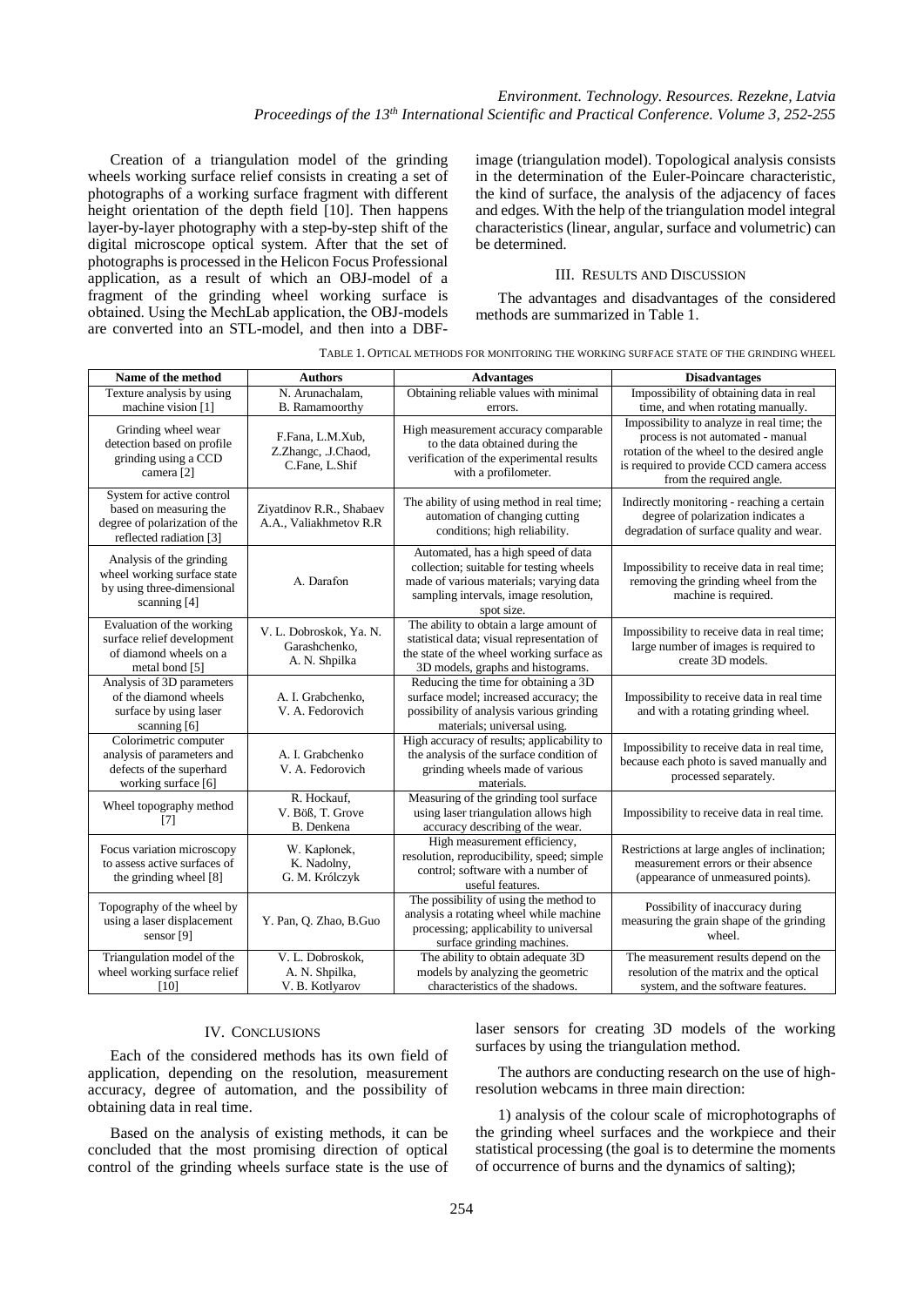Creation of a triangulation model of the grinding wheels working surface relief consists in creating a set of photographs of a working surface fragment with different height orientation of the depth field [10]. Then happens layer-by-layer photography with a step-by-step shift of the digital microscope optical system. After that the set of photographs is processed in the Helicon Focus Professional application, as a result of which an OBJ-model of a fragment of the grinding wheel working surface is obtained. Using the MechLab application, the OBJ-models are converted into an STL-model, and then into a DBF-image (triangulation model). Topological analysis consists in the determination of the Euler-Poincare characteristic, the kind of surface, the analysis of the adjacency of faces and edges. With the help of the triangulation model integral characteristics (linear, angular, surface and volumetric) can be determined.

## III. Results and Discussion

The advantages and disadvantages of the considered methods are summarized in Table 1.

TABLE 1. OPTICAL METHODS FOR MONITORING THE WORKING SURFACE STATE OF THE GRINDING WHEEL

| Name of the method | Authors | Advantages | Disadvantages |
|---|---|---|---|
| Texture analysis by using machine vision [1] | N. Arunachalam, B. Ramamoorthy | Obtaining reliable values with minimal errors. | Impossibility of obtaining data in real time, and when rotating manually. |
| Grinding wheel wear detection based on profile grinding using a CCD camera [2] | F.Fana, L.M.Xub, Z.Zhangc, .J.Chaod, C.Fane, L.Shif | High measurement accuracy comparable to the data obtained during the verification of the experimental results with a profilometer. | Impossibility to analyze in real time; the process is not automated - manual rotation of the wheel to the desired angle is required to provide CCD camera access from the required angle. |
| System for active control based on measuring the degree of polarization of the reflected radiation [3] | Ziyatdinov R.R., Shabaev A.A., Valiakhmetov R.R | The ability of using method in real time; automation of changing cutting conditions; high reliability. | Indirectly monitoring - reaching a certain degree of polarization indicates a degradation of surface quality and wear. |
| Analysis of the grinding wheel working surface state by using three-dimensional scanning [4] | A. Darafon | Automated, has a high speed of data collection; suitable for testing wheels made of various materials; varying data sampling intervals, image resolution, spot size. | Impossibility to receive data in real time; removing the grinding wheel from the machine is required. |
| Evaluation of the working surface relief development of diamond wheels on a metal bond [5] | V. L. Dobroskok, Ya. N. Garashchenko, A. N. Shpilka | The ability to obtain a large amount of statistical data; visual representation of the state of the wheel working surface as 3D models, graphs and histograms. | Impossibility to receive data in real time; large number of images is required to create 3D models. |
| Analysis of 3D parameters of the diamond wheels surface by using laser scanning [6] | A. I. Grabchenko, V. A. Fedorovich | Reducing the time for obtaining a 3D surface model; increased accuracy; the possibility of analysis various grinding materials; universal using. | Impossibility to receive data in real time and with a rotating grinding wheel. |
| Colorimetric computer analysis of parameters and defects of the superhard working surface [6] | A. I. Grabchenko V. A. Fedorovich | High accuracy of results; applicability to the analysis of the surface condition of grinding wheels made of various materials. | Impossibility to receive data in real time, because each photo is saved manually and processed separately. |
| Wheel topography method [7] | R. Hockauf, V. Böß, T. Grove B. Denkena | Measuring of the grinding tool surface using laser triangulation allows high accuracy describing of the wear. | Impossibility to receive data in real time. |
| Focus variation microscopy to assess active surfaces of the grinding wheel [8] | W. Kapłonek, K. Nadolny, G. M. Królczyk | High measurement efficiency, resolution, reproducibility, speed; simple control; software with a number of useful features. | Restrictions at large angles of inclination; measurement errors or their absence (appearance of unmeasured points). |
| Topography of the wheel by using a laser displacement sensor [9] | Y. Pan, Q. Zhao, B.Guo | The possibility of using the method to analysis a rotating wheel while machine processing; applicability to universal surface grinding machines. | Possibility of inaccuracy during measuring the grain shape of the grinding wheel. |
| Triangulation model of the wheel working surface relief [10] | V. L. Dobroskok, A. N. Shpilka, V. B. Kotlyarov | The ability to obtain adequate 3D models by analyzing the geometric characteristics of the shadows. | The measurement results depend on the resolution of the matrix and the optical system, and the software features. |

## IV. Conclusions

Each of the considered methods has its own field of application, depending on the resolution, measurement accuracy, degree of automation, and the possibility of obtaining data in real time.

Based on the analysis of existing methods, it can be concluded that the most promising direction of optical control of the grinding wheels surface state is the use of laser sensors for creating 3D models of the working surfaces by using the triangulation method.

The authors are conducting research on the use of high-resolution webcams in three main direction:

1) analysis of the colour scale of microphotographs of the grinding wheel surfaces and the workpiece and their statistical processing (the goal is to determine the moments of occurrence of burns and the dynamics of salting);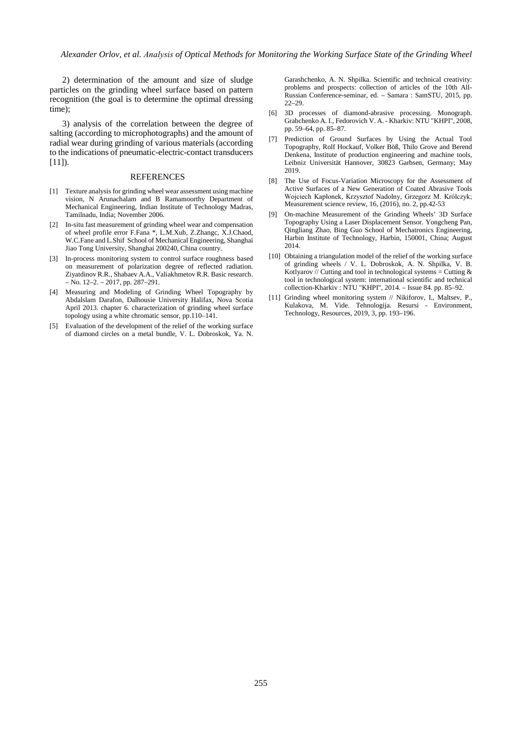2) determination of the amount and size of sludge particles on the grinding wheel surface based on pattern recognition (the goal is to determine the optimal dressing time);

3) analysis of the correlation between the degree of salting (according to microphotographs) and the amount of radial wear during grinding of various materials (according to the indications of pneumatic-electric-contact transducers [11]).

## REFERENCES

[1] Texture analysis for grinding wheel wear assessment using machine vision, N Arunachalam and B Ramamoorthy Department of Mechanical Engineering, Indian Institute of Technology Madras, Tamilnadu, India; November 2006.

[2] In-situ fast measurement of grinding wheel wear and compensation of wheel profile error F.Fana *, L.M.Xub, Z.Zhangc, X.J.Chaod, W.C.Fane and L.Shif School of Mechanical Engineering, Shanghai Jiao Tong University, Shanghai 200240, China country.

[3] In-process monitoring system to control surface roughness based on measurement of polarization degree of reflected radiation. Ziyatdinov R.R., Shabaev A.A., Valiakhmetov R.R. Basic research. – No. 12–2. – 2017, pp. 287–291.

[4] Measuring and Modeling of Grinding Wheel Topography by Abdalslam Darafon, Dalhousie University Halifax, Nova Scotia April 2013. chapter 6. characterization of grinding wheel surface topology using a white chromatic sensor, pp.110–141.

[5] Evaluation of the development of the relief of the working surface of diamond circles on a metal bundle, V. L. Dobroskok, Ya. N. Garashchenko, A. N. Shpilka. Scientific and technical creativity: problems and prospects: collection of articles of the 10th All-Russian Conference-seminar, ed. – Samara : SamSTU, 2015, pp. 22–29.

[6] 3D processes of diamond-abrasive processing. Monograph. Grabchenko A. I., Fedorovich V. A. - Kharkiv: NTU "KHPI", 2008, pp. 59–64, pp. 85–87.

[7] Prediction of Ground Surfaces by Using the Actual Tool Topography, Rolf Hockauf, Volker Böß, Thilo Grove and Berend Denkena, Institute of production engineering and machine tools, Leibniz Universität Hannover, 30823 Garbsen, Germany; May 2019.

[8] The Use of Focus-Variation Microscopy for the Assessment of Active Surfaces of a New Generation of Coated Abrasive Tools Wojciech Kapłonek, Krzysztof Nadolny, Grzegorz M. Królczyk; Measurement science review, 16, (2016), no. 2, pp.42-53

[9] On-machine Measurement of the Grinding Wheels' 3D Surface Topography Using a Laser Displacement Sensor. Yongcheng Pan, Qingliang Zhao, Bing Guo School of Mechatronics Engineering, Harbin Institute of Technology, Harbin, 150001, China; August 2014.

[10] Obtaining a triangulation model of the relief of the working surface of grinding wheels / V. L. Dobroskok, A. N. Shpilka, V. B. Kotlyarov // Cutting and tool in technological systems = Cutting & tool in technological system: international scientific and technical collection-Kharkiv : NTU "KHPI", 2014. – Issue 84. pp. 85–92.

[11] Grinding wheel monitoring system // Nikiforov, I., Maltsev, P., Kulakova, M. Vide. Tehnologija. Resursi - Environment, Technology, Resources, 2019, 3, pp. 193–196.